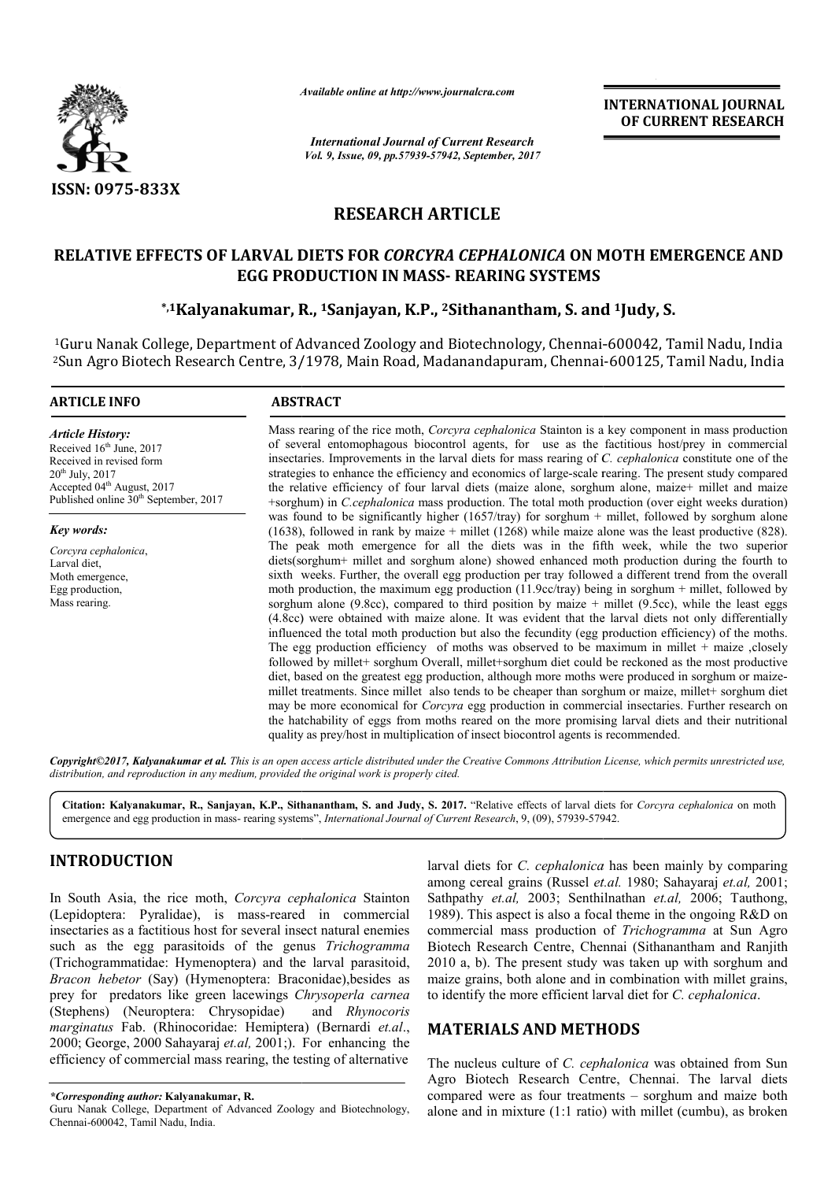# RESEARCH ARTICLE

## RELATIVE EFFECTS OF LARVAL DIETS FOR *CORCYRA CEPHALONICA* ON MOTH EMERGENCE AND EGG PRODUCTION IN MASS- REARING SYSTEMS

**\*,[1]Kalyanakumar, R., [1]Sanjayan, K.P., [2]Sithanantham, S. and [1]Judy, S.**

[1]Guru Nanak College, Department of Advanced Zoology and Biotechnology, Chennai-600042, Tamil Nadu, India
[2]Sun Agro Biotech Research Centre, 3/1978, Main Road, Madanandapuram, Chennai-600125, Tamil Nadu, India

### ARTICLE INFO

*Article History:*
Received 16th June, 2017
Received in revised form
20th July, 2017
Accepted 04th August, 2017
Published online 30th September, 2017

*Key words:*
*Corcyra cephalonica*,
Larval diet,
Moth emergence,
Egg production,
Mass rearing.

### ABSTRACT

Mass rearing of the rice moth, *Corcyra cephalonica* Stainton is a key component in mass production of several entomophagous biocontrol agents, for use as the factitious host/prey in commercial insectaries. Improvements in the larval diets for mass rearing of *C. cephalonica* constitute one of the strategies to enhance the efficiency and economics of large-scale rearing. The present study compared the relative efficiency of four larval diets (maize alone, sorghum alone, maize+ millet and maize +sorghum) in *C.cephalonica* mass production. The total moth production (over eight weeks duration) was found to be significantly higher (1657/tray) for sorghum + millet, followed by sorghum alone (1638), followed in rank by maize + millet (1268) while maize alone was the least productive (828). The peak moth emergence for all the diets was in the fifth week, while the two superior diets(sorghum+ millet and sorghum alone) showed enhanced moth production during the fourth to sixth weeks. Further, the overall egg production per tray followed a different trend from the overall moth production, the maximum egg production (11.9cc/tray) being in sorghum + millet, followed by sorghum alone (9.8cc), compared to third position by maize + millet (9.5cc), while the least eggs (4.8cc) were obtained with maize alone. It was evident that the larval diets not only differentially influenced the total moth production but also the fecundity (egg production efficiency) of the moths. The egg production efficiency of moths was observed to be maximum in millet + maize ,closely followed by millet+ sorghum Overall, millet+sorghum diet could be reckoned as the most productive diet, based on the greatest egg production, although more moths were produced in sorghum or maize-millet treatments. Since millet also tends to be cheaper than sorghum or maize, millet+ sorghum diet may be more economical for *Corcyra* egg production in commercial insectaries. Further research on the hatchability of eggs from moths reared on the more promising larval diets and their nutritional quality as prey/host in multiplication of insect biocontrol agents is recommended.

*Copyright©2017, Kalyanakumar et al. This is an open access article distributed under the Creative Commons Attribution License, which permits unrestricted use, distribution, and reproduction in any medium, provided the original work is properly cited.*

**Citation: Kalyanakumar, R., Sanjayan, K.P., Sithanantham, S. and Judy, S. 2017.** "Relative effects of larval diets for *Corcyra cephalonica* on moth emergence and egg production in mass- rearing systems", *International Journal of Current Research*, 9, (09), 57939-57942.

## INTRODUCTION

In South Asia, the rice moth, *Corcyra cephalonica* Stainton (Lepidoptera: Pyralidae), is mass-reared in commercial insectaries as a factitious host for several insect natural enemies such as the egg parasitoids of the genus *Trichogramma* (Trichogrammatidae: Hymenoptera) and the larval parasitoid, *Bracon hebetor* (Say) (Hymenoptera: Braconidae),besides as prey for predators like green lacewings *Chrysoperla carnea* (Stephens) (Neuroptera: Chrysopidae) and *Rhynocoris marginatus* Fab. (Rhinocoridae: Hemiptera) (Bernardi *et.al*., 2000; George, 2000 Sahayaraj *et.al,* 2001;). For enhancing the efficiency of commercial mass rearing, the testing of alternative larval diets for *C. cephalonica* has been mainly by comparing among cereal grains (Russel *et.al.* 1980; Sahayaraj *et.al,* 2001; Sathpathy *et.al,* 2003; Senthilnathan *et.al,* 2006; Tauthong, 1989). This aspect is also a focal theme in the ongoing R&D on commercial mass production of *Trichogramma* at Sun Agro Biotech Research Centre, Chennai (Sithanantham and Ranjith 2010 a, b). The present study was taken up with sorghum and maize grains, both alone and in combination with millet grains, to identify the more efficient larval diet for *C. cephalonica*.

## MATERIALS AND METHODS

The nucleus culture of *C. cephalonica* was obtained from Sun Agro Biotech Research Centre, Chennai. The larval diets compared were as four treatments – sorghum and maize both alone and in mixture (1:1 ratio) with millet (cumbu), as broken

---

*\*Corresponding author:* **Kalyanakumar, R.**
Guru Nanak College, Department of Advanced Zoology and Biotechnology, Chennai-600042, Tamil Nadu, India.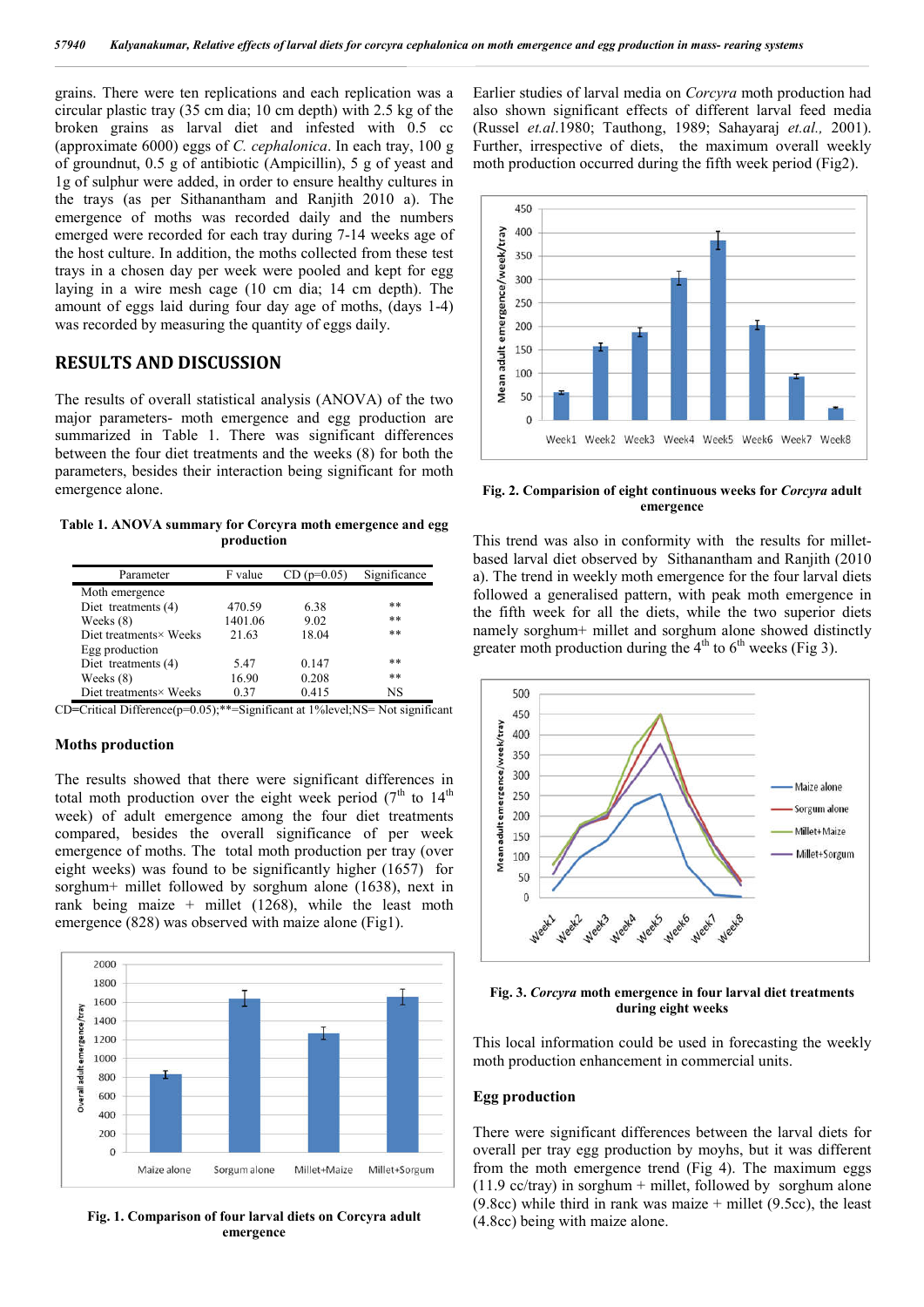grains. There were ten replications and each replication was a circular plastic tray (35 cm dia; 10 cm depth) with 2.5 kg of the broken grains as larval diet and infested with 0.5 cc (approximate 6000) eggs of *C. cephalonica*. In each tray, 100 g of groundnut, 0.5 g of antibiotic (Ampicillin), 5 g of yeast and 1g of sulphur were added, in order to ensure healthy cultures in the trays (as per Sithanantham and Ranjith 2010 a). The emergence of moths was recorded daily and the numbers emerged were recorded for each tray during 7-14 weeks age of the host culture. In addition, the moths collected from these test trays in a chosen day per week were pooled and kept for egg laying in a wire mesh cage (10 cm dia; 14 cm depth). The amount of eggs laid during four day age of moths, (days 1-4) was recorded by measuring the quantity of eggs daily.

## RESULTS AND DISCUSSION

The results of overall statistical analysis (ANOVA) of the two major parameters- moth emergence and egg production are summarized in Table 1. There was significant differences between the four diet treatments and the weeks (8) for both the parameters, besides their interaction being significant for moth emergence alone.

**Table 1. ANOVA summary for Corcyra moth emergence and egg production**

| Parameter | F value | CD (p=0.05) | Significance |
|---|---|---|---|
| Moth emergence | | | |
| Diet treatments (4) | 470.59 | 6.38 | ** |
| Weeks (8) | 1401.06 | 9.02 | ** |
| Diet treatments× Weeks | 21.63 | 18.04 | ** |
| Egg production | | | |
| Diet treatments (4) | 5.47 | 0.147 | ** |
| Weeks (8) | 16.90 | 0.208 | ** |
| Diet treatments× Weeks | 0.37 | 0.415 | NS |

CD=Critical Difference(p=0.05);**=Significant at 1%level;NS= Not significant

### Moths production

The results showed that there were significant differences in total moth production over the eight week period (7[th] to 14[th] week) of adult emergence among the four diet treatments compared, besides the overall significance of per week emergence of moths. The total moth production per tray (over eight weeks) was found to be significantly higher (1657) for sorghum+ millet followed by sorghum alone (1638), next in rank being maize + millet (1268), while the least moth emergence (828) was observed with maize alone (Fig1).

**Fig. 1. Comparison of four larval diets on Corcyra adult emergence**

Earlier studies of larval media on *Corcyra* moth production had also shown significant effects of different larval feed media (Russel *et.al*.1980; Tauthong, 1989; Sahayaraj *et.al.,* 2001). Further, irrespective of diets, the maximum overall weekly moth production occurred during the fifth week period (Fig2).

**Fig. 2. Comparision of eight continuous weeks for *Corcyra* adult emergence**

This trend was also in conformity with the results for millet-based larval diet observed by Sithanantham and Ranjith (2010 a). The trend in weekly moth emergence for the four larval diets followed a generalised pattern, with peak moth emergence in the fifth week for all the diets, while the two superior diets namely sorghum+ millet and sorghum alone showed distinctly greater moth production during the 4[th] to 6[th] weeks (Fig 3).

**Fig. 3. *Corcyra* moth emergence in four larval diet treatments during eight weeks**

This local information could be used in forecasting the weekly moth production enhancement in commercial units.

### Egg production

There were significant differences between the larval diets for overall per tray egg production by moyhs, but it was different from the moth emergence trend (Fig 4). The maximum eggs (11.9 cc/tray) in sorghum + millet, followed by sorghum alone (9.8cc) while third in rank was maize + millet (9.5cc), the least (4.8cc) being with maize alone.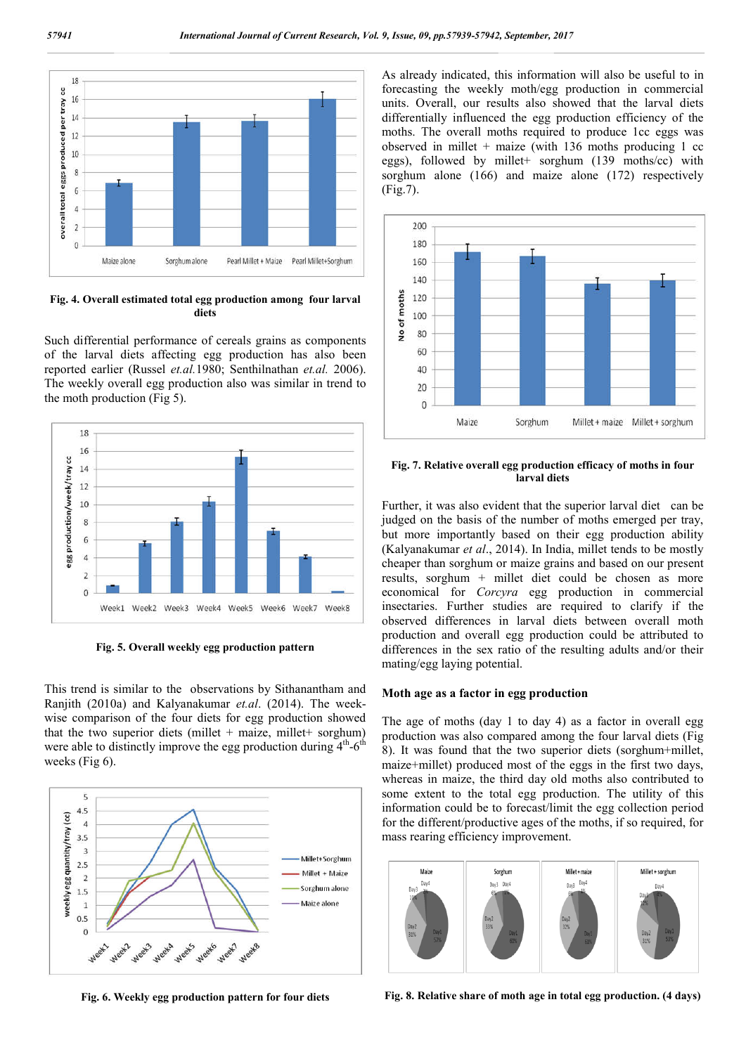Fig. 4. Overall estimated total egg production among four larval diets

Such differential performance of cereals grains as components of the larval diets affecting egg production has also been reported earlier (Russel *et.al.*1980; Senthilnathan *et.al.* 2006). The weekly overall egg production also was similar in trend to the moth production (Fig 5).

Fig. 5. Overall weekly egg production pattern

This trend is similar to the observations by Sithanantham and Ranjith (2010a) and Kalyanakumar *et.al.* (2014). The week-wise comparison of the four diets for egg production showed that the two superior diets (millet + maize, millet+ sorghum) were able to distinctly improve the egg production during 4th-6th weeks (Fig 6).

Fig. 6. Weekly egg production pattern for four diets

As already indicated, this information will also be useful to in forecasting the weekly moth/egg production in commercial units. Overall, our results also showed that the larval diets differentially influenced the egg production efficiency of the moths. The overall moths required to produce 1cc eggs was observed in millet + maize (with 136 moths producing 1 cc eggs), followed by millet+ sorghum (139 moths/cc) with sorghum alone (166) and maize alone (172) respectively (Fig.7).

Fig. 7. Relative overall egg production efficacy of moths in four larval diets

Further, it was also evident that the superior larval diet can be judged on the basis of the number of moths emerged per tray, but more importantly based on their egg production ability (Kalyanakumar *et al*., 2014). In India, millet tends to be mostly cheaper than sorghum or maize grains and based on our present results, sorghum + millet diet could be chosen as more economical for *Corcyra* egg production in commercial insectaries. Further studies are required to clarify if the observed differences in larval diets between overall moth production and overall egg production could be attributed to differences in the sex ratio of the resulting adults and/or their mating/egg laying potential.

## Moth age as a factor in egg production

The age of moths (day 1 to day 4) as a factor in overall egg production was also compared among the four larval diets (Fig 8). It was found that the two superior diets (sorghum+millet, maize+millet) produced most of the eggs in the first two days, whereas in maize, the third day old moths also contributed to some extent to the total egg production. The utility of this information could be to forecast/limit the egg collection period for the different/productive ages of the moths, if so required, for mass rearing efficiency improvement.

Fig. 8. Relative share of moth age in total egg production. (4 days)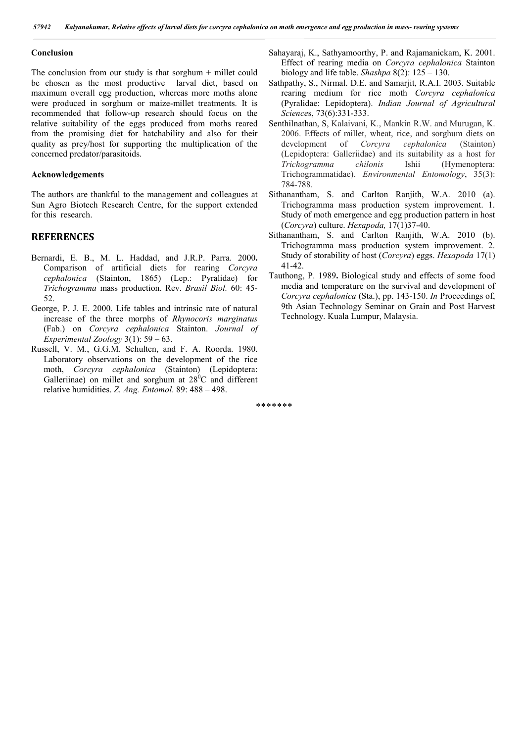## Conclusion

The conclusion from our study is that sorghum + millet could be chosen as the most productive larval diet, based on maximum overall egg production, whereas more moths alone were produced in sorghum or maize-millet treatments. It is recommended that follow-up research should focus on the relative suitability of the eggs produced from moths reared from the promising diet for hatchability and also for their quality as prey/host for supporting the multiplication of the concerned predator/parasitoids.

## Acknowledgements

The authors are thankful to the management and colleagues at Sun Agro Biotech Research Centre, for the support extended for this research.

## REFERENCES

Bernardi, E. B., M. L. Haddad, and J.R.P. Parra. 2000**.** Comparison of artificial diets for rearing *Corcyra cephalonica* (Stainton, 1865) (Lep.: Pyralidae) for *Trichogramma* mass production. Rev. *Brasil Biol.* 60: 45-52.

George, P. J. E. 2000. Life tables and intrinsic rate of natural increase of the three morphs of *Rhynocoris marginatus* (Fab.) on *Corcyra cephalonica* Stainton. *Journal of Experimental Zoology* 3(1): 59 – 63.

Russell, V. M., G.G.M. Schulten, and F. A. Roorda. 1980. Laboratory observations on the development of the rice moth, *Corcyra cephalonica* (Stainton) (Lepidoptera: Galleriinae) on millet and sorghum at $28^0$C and different relative humidities. *Z. Ang. Entomol*. 89: 488 – 498.

Sahayaraj, K., Sathyamoorthy, P. and Rajamanickam, K. 2001. Effect of rearing media on *Corcyra cephalonica* Stainton biology and life table. *Shashpa* 8(2): 125 – 130.

Sathpathy, S., Nirmal. D.E. and Samarjit, R.A.I. 2003. Suitable rearing medium for rice moth *Corcyra cephalonica* (Pyralidae: Lepidoptera). *Indian Journal of Agricultural Science*s, 73(6):331-333.

Senthilnathan, S, Kalaivani, K., Mankin R.W. and Murugan, K. 2006. Effects of millet, wheat, rice, and sorghum diets on development of *Corcyra cephalonica* (Stainton) (Lepidoptera: Galleriidae) and its suitability as a host for *Trichogramma chilonis* Ishii (Hymenoptera: Trichogrammatidae). *Environmental Entomology*, 35(3): 784-788.

Sithanantham, S. and Carlton Ranjith, W.A. 2010 (a). Trichogramma mass production system improvement. 1. Study of moth emergence and egg production pattern in host (*Corcyra*) culture. *Hexapoda,* 17(1)37-40.

Sithanantham, S. and Carlton Ranjith, W.A. 2010 (b). Trichogramma mass production system improvement. 2. Study of storability of host (*Corcyra*) eggs. *Hexapoda* 17(1) 41-42.

Tauthong, P. 1989**.** Biological study and effects of some food media and temperature on the survival and development of *Corcyra cephalonica* (Sta.), pp. 143-150. *In* Proceedings of, 9th Asian Technology Seminar on Grain and Post Harvest Technology. Kuala Lumpur, Malaysia.

*******